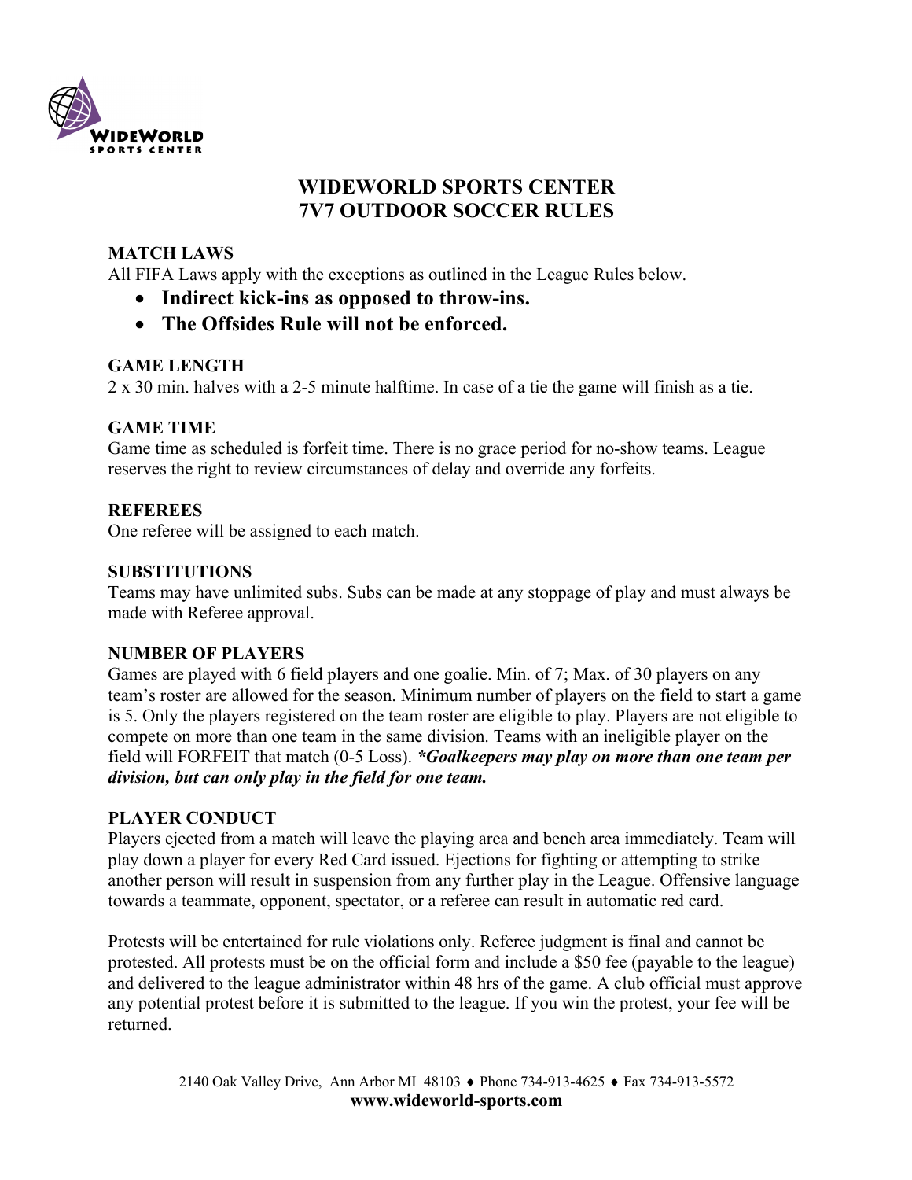# WIDEWORLD SPORTS CENTER
# 7V7 OUTDOOR SOCCER RULES

### MATCH LAWS

All FIFA Laws apply with the exceptions as outlined in the League Rules below.

- **Indirect kick-ins as opposed to throw-ins.**
- **The Offsides Rule will not be enforced.**

### GAME LENGTH

2 x 30 min. halves with a 2-5 minute halftime. In case of a tie the game will finish as a tie.

### GAME TIME

Game time as scheduled is forfeit time. There is no grace period for no-show teams. League reserves the right to review circumstances of delay and override any forfeits.

### REFEREES

One referee will be assigned to each match.

### SUBSTITUTIONS

Teams may have unlimited subs. Subs can be made at any stoppage of play and must always be made with Referee approval.

### NUMBER OF PLAYERS

Games are played with 6 field players and one goalie. Min. of 7; Max. of 30 players on any team's roster are allowed for the season. Minimum number of players on the field to start a game is 5. Only the players registered on the team roster are eligible to play. Players are not eligible to compete on more than one team in the same division. Teams with an ineligible player on the field will FORFEIT that match (0-5 Loss). ***\*Goalkeepers may play on more than one team per division, but can only play in the field for one team.***

### PLAYER CONDUCT

Players ejected from a match will leave the playing area and bench area immediately. Team will play down a player for every Red Card issued. Ejections for fighting or attempting to strike another person will result in suspension from any further play in the League. Offensive language towards a teammate, opponent, spectator, or a referee can result in automatic red card.

Protests will be entertained for rule violations only. Referee judgment is final and cannot be protested. All protests must be on the official form and include a $50 fee (payable to the league) and delivered to the league administrator within 48 hrs of the game. A club official must approve any potential protest before it is submitted to the league. If you win the protest, your fee will be returned.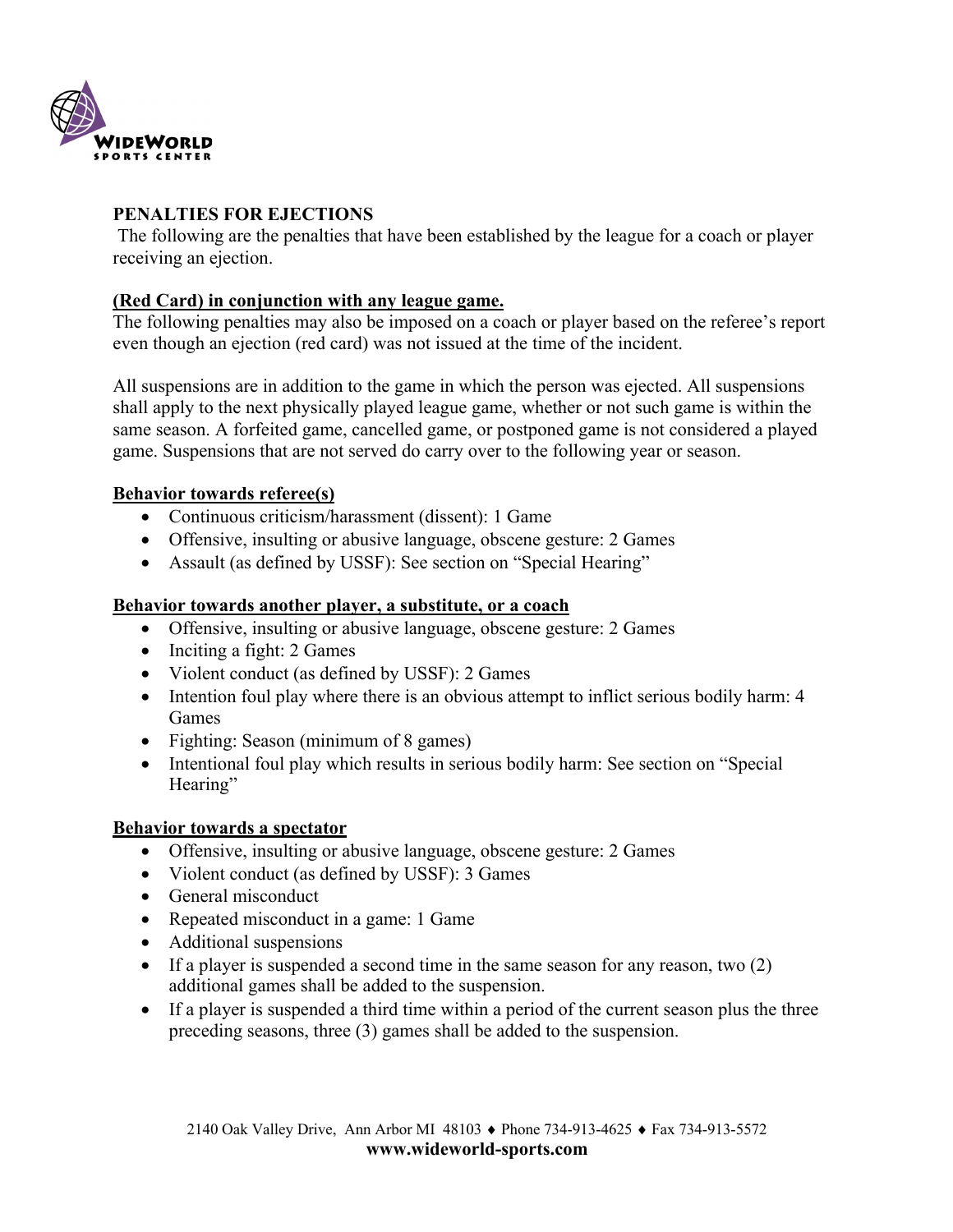## PENALTIES FOR EJECTIONS

The following are the penalties that have been established by the league for a coach or player receiving an ejection.

### **<u>(Red Card) in conjunction with any league game.</u>**

The following penalties may also be imposed on a coach or player based on the referee's report even though an ejection (red card) was not issued at the time of the incident.

All suspensions are in addition to the game in which the person was ejected. All suspensions shall apply to the next physically played league game, whether or not such game is within the same season. A forfeited game, cancelled game, or postponed game is not considered a played game. Suspensions that are not served do carry over to the following year or season.

### **<u>Behavior towards referee(s)</u>**

- Continuous criticism/harassment (dissent): 1 Game
- Offensive, insulting or abusive language, obscene gesture: 2 Games
- Assault (as defined by USSF): See section on "Special Hearing"

### **<u>Behavior towards another player, a substitute, or a coach</u>**

- Offensive, insulting or abusive language, obscene gesture: 2 Games
- Inciting a fight: 2 Games
- Violent conduct (as defined by USSF): 2 Games
- Intention foul play where there is an obvious attempt to inflict serious bodily harm: 4 Games
- Fighting: Season (minimum of 8 games)
- Intentional foul play which results in serious bodily harm: See section on "Special Hearing"

### **<u>Behavior towards a spectator</u>**

- Offensive, insulting or abusive language, obscene gesture: 2 Games
- Violent conduct (as defined by USSF): 3 Games
- General misconduct
- Repeated misconduct in a game: 1 Game
- Additional suspensions
- If a player is suspended a second time in the same season for any reason, two (2) additional games shall be added to the suspension.
- If a player is suspended a third time within a period of the current season plus the three preceding seasons, three (3) games shall be added to the suspension.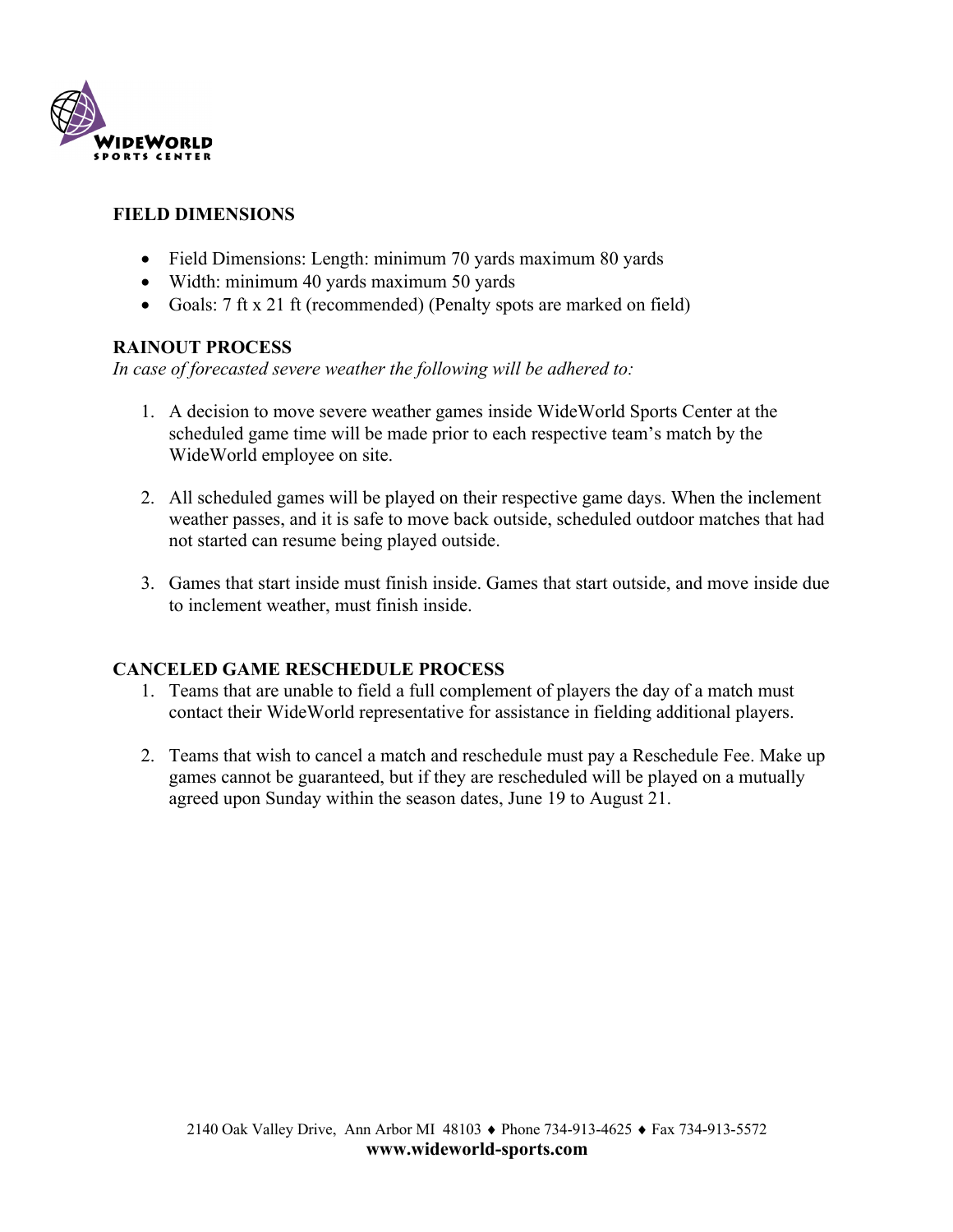## FIELD DIMENSIONS

- Field Dimensions: Length: minimum 70 yards maximum 80 yards
- Width: minimum 40 yards maximum 50 yards
- Goals: 7 ft x 21 ft (recommended) (Penalty spots are marked on field)

## RAINOUT PROCESS

*In case of forecasted severe weather the following will be adhered to:*

1. A decision to move severe weather games inside WideWorld Sports Center at the scheduled game time will be made prior to each respective team's match by the WideWorld employee on site.

2. All scheduled games will be played on their respective game days. When the inclement weather passes, and it is safe to move back outside, scheduled outdoor matches that had not started can resume being played outside.

3. Games that start inside must finish inside. Games that start outside, and move inside due to inclement weather, must finish inside.

## CANCELED GAME RESCHEDULE PROCESS

1. Teams that are unable to field a full complement of players the day of a match must contact their WideWorld representative for assistance in fielding additional players.

2. Teams that wish to cancel a match and reschedule must pay a Reschedule Fee. Make up games cannot be guaranteed, but if they are rescheduled will be played on a mutually agreed upon Sunday within the season dates, June 19 to August 21.